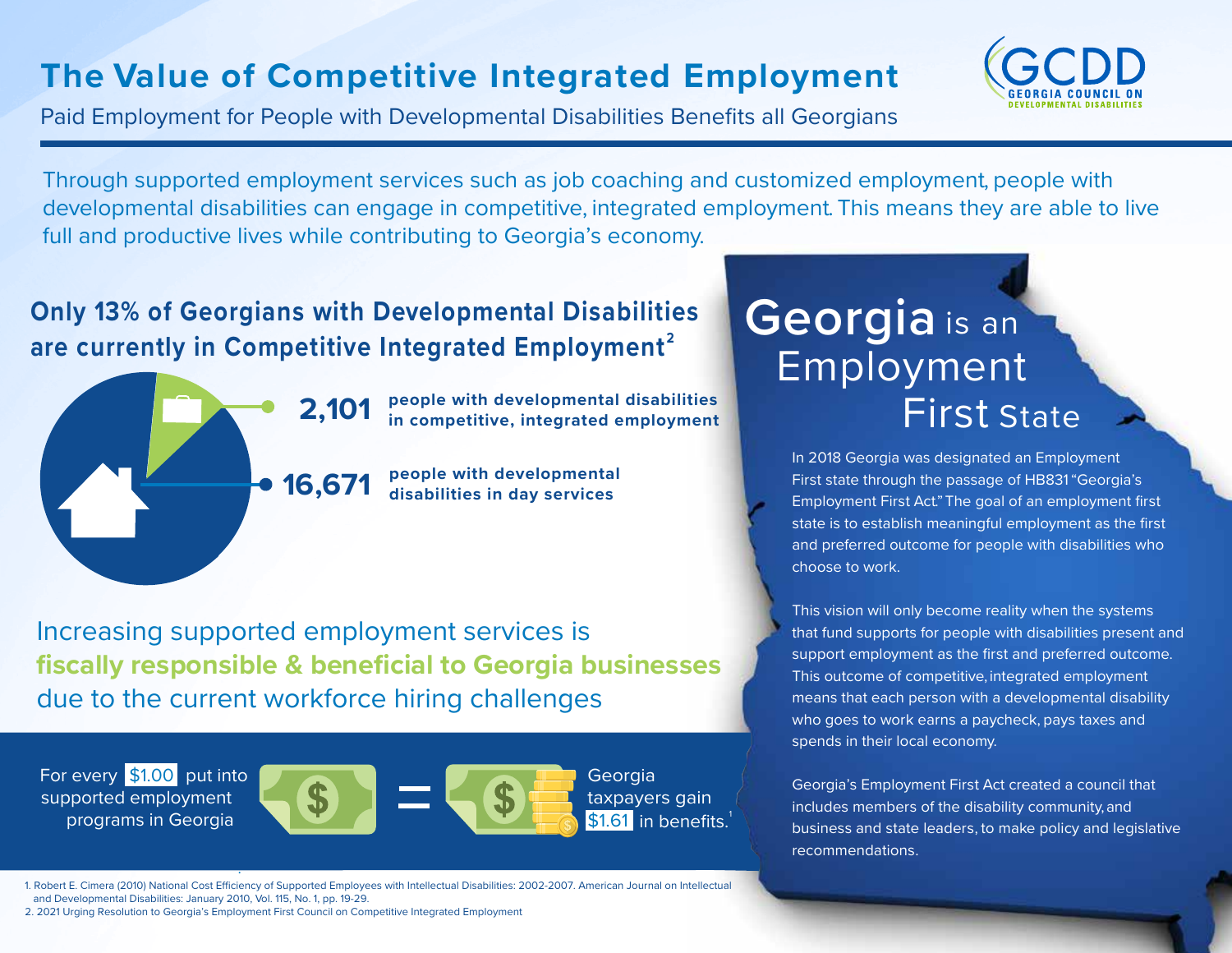# The Value of Competitive Integrated Employment

Paid Employment for People with Developmental Disabilities Benefits all Georgians

GCDD GEORGIA COUNCIL ON DEVELOPMENTAL DISABILITIES

Through supported employment services such as job coaching and customized employment, people with developmental disabilities can engage in competitive, integrated employment. This means they are able to live full and productive lives while contributing to Georgia's economy.

## Only 13% of Georgians with Developmental Disabilities are currently in Competitive Integrated Employment[2]

**2,101** people with developmental disabilities in competitive, integrated employment

**16,671** people with developmental disabilities in day services

Increasing supported employment services is **fiscally responsible & beneficial to Georgia businesses** due to the current workforce hiring challenges

For every $1.00 put into supported employment programs in Georgia = Georgia taxpayers gain $1.61 in benefits.[1]

## Georgia is an Employment First State

In 2018 Georgia was designated an Employment First state through the passage of HB831 "Georgia's Employment First Act." The goal of an employment first state is to establish meaningful employment as the first and preferred outcome for people with disabilities who choose to work.

This vision will only become reality when the systems that fund supports for people with disabilities present and support employment as the first and preferred outcome. This outcome of competitive, integrated employment means that each person with a developmental disability who goes to work earns a paycheck, pays taxes and spends in their local economy.

Georgia's Employment First Act created a council that includes members of the disability community, and business and state leaders, to make policy and legislative recommendations.

1. Robert E. Cimera (2010) National Cost Efficiency of Supported Employees with Intellectual Disabilities: 2002-2007. American Journal on Intellectual and Developmental Disabilities: January 2010, Vol. 115, No. 1, pp. 19-29.
2. 2021 Urging Resolution to Georgia's Employment First Council on Competitive Integrated Employment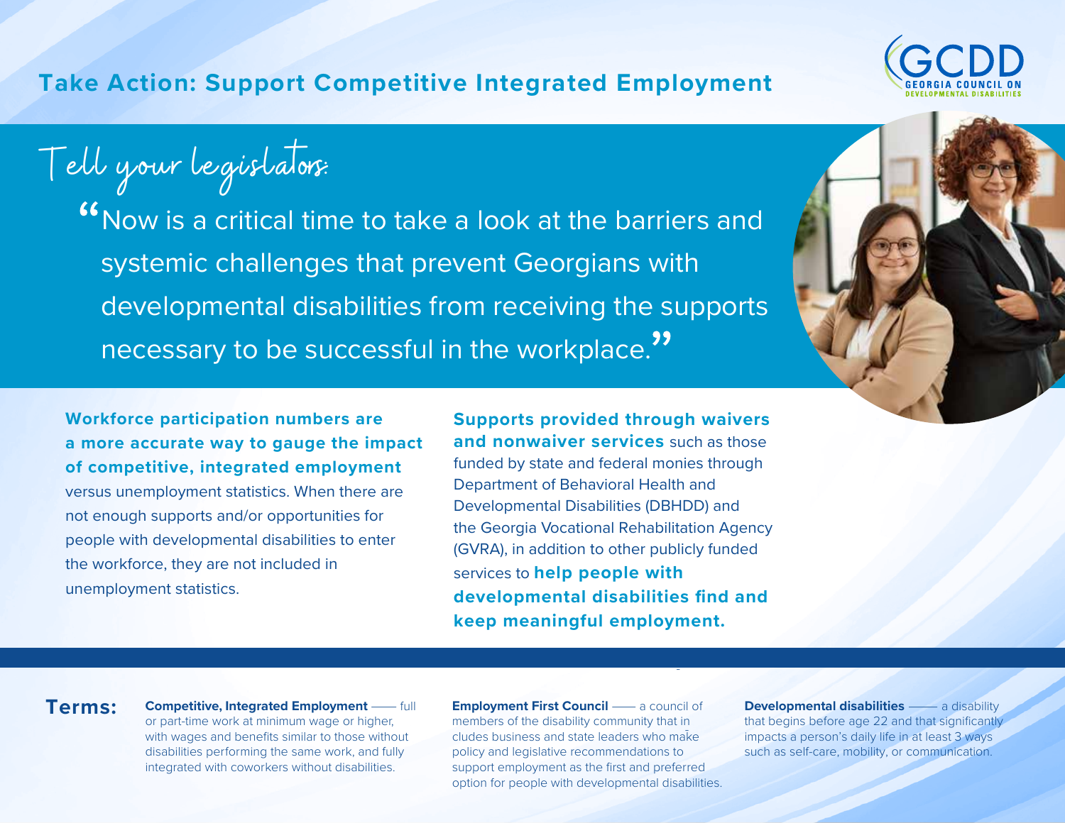## Take Action: Support Competitive Integrated Employment

### Tell your legislators:

"Now is a critical time to take a look at the barriers and systemic challenges that prevent Georgians with developmental disabilities from receiving the supports necessary to be successful in the workplace."

**Workforce participation numbers are a more accurate way to gauge the impact of competitive, integrated employment** versus unemployment statistics. When there are not enough supports and/or opportunities for people with developmental disabilities to enter the workforce, they are not included in unemployment statistics.

**Supports provided through waivers and nonwaiver services** such as those funded by state and federal monies through Department of Behavioral Health and Developmental Disabilities (DBHDD) and the Georgia Vocational Rehabilitation Agency (GVRA), in addition to other publicly funded services to **help people with developmental disabilities find and keep meaningful employment.**

### Terms:

**Competitive, Integrated Employment** —— full or part-time work at minimum wage or higher, with wages and benefits similar to those without disabilities performing the same work, and fully integrated with coworkers without disabilities.

**Employment First Council** —— a council of members of the disability community that includes business and state leaders who make policy and legislative recommendations to support employment as the first and preferred option for people with developmental disabilities.

**Developmental disabilities** —— a disability that begins before age 22 and that significantly impacts a person's daily life in at least 3 ways such as self-care, mobility, or communication.